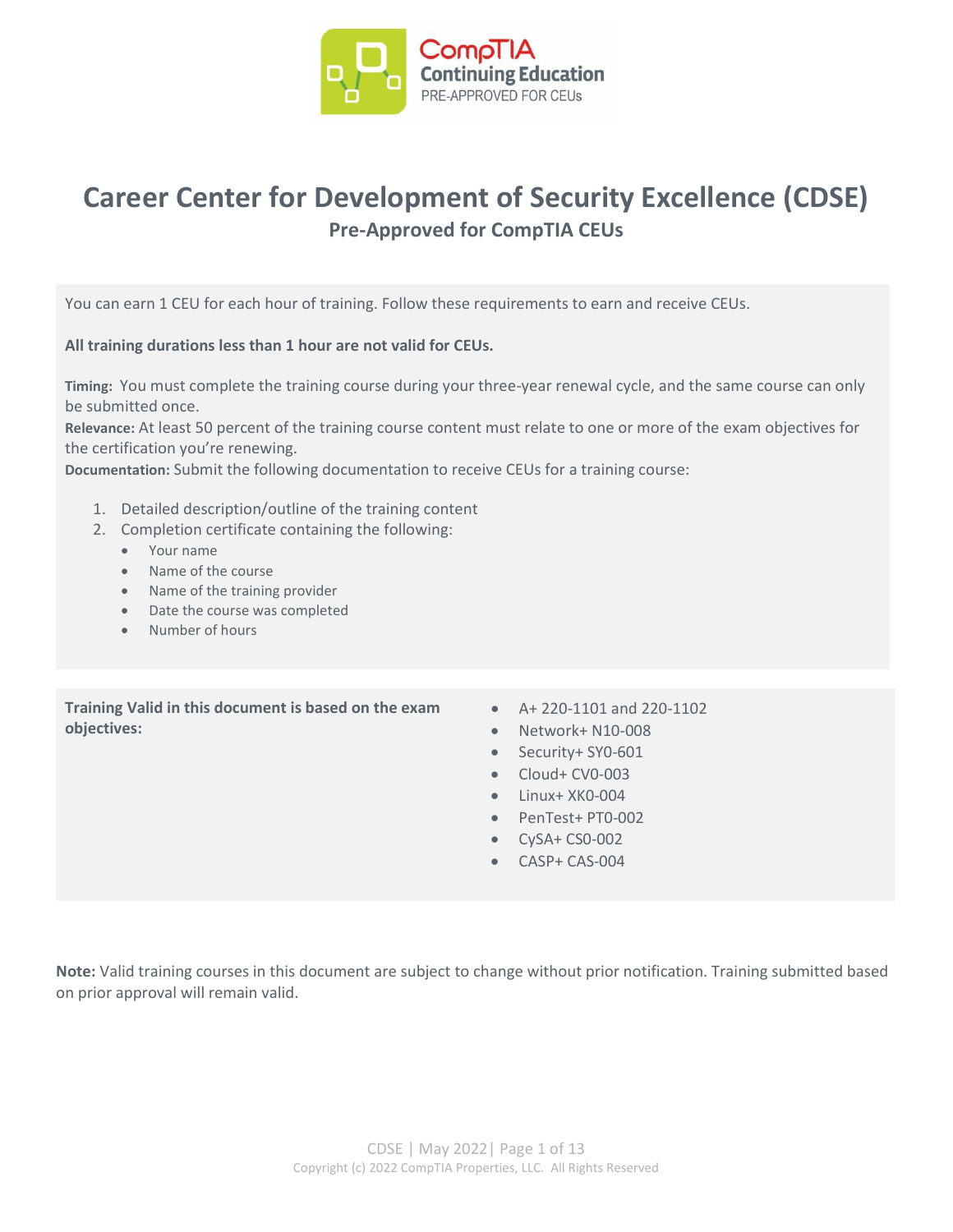# Career Center for Development of Security Excellence (CDSE)

## Pre-Approved for CompTIA CEUs

You can earn 1 CEU for each hour of training. Follow these requirements to earn and receive CEUs.

**All training durations less than 1 hour are not valid for CEUs.**

**Timing:** You must complete the training course during your three-year renewal cycle, and the same course can only be submitted once.

**Relevance:** At least 50 percent of the training course content must relate to one or more of the exam objectives for the certification you're renewing.

**Documentation:** Submit the following documentation to receive CEUs for a training course:

1. Detailed description/outline of the training content
2. Completion certificate containing the following:
   - Your name
   - Name of the course
   - Name of the training provider
   - Date the course was completed
   - Number of hours

**Training Valid in this document is based on the exam objectives:**

- A+ 220-1101 and 220-1102
- Network+ N10-008
- Security+ SY0-601
- Cloud+ CV0-003
- Linux+ XK0-004
- PenTest+ PT0-002
- CySA+ CS0-002
- CASP+ CAS-004

**Note:** Valid training courses in this document are subject to change without prior notification. Training submitted based on prior approval will remain valid.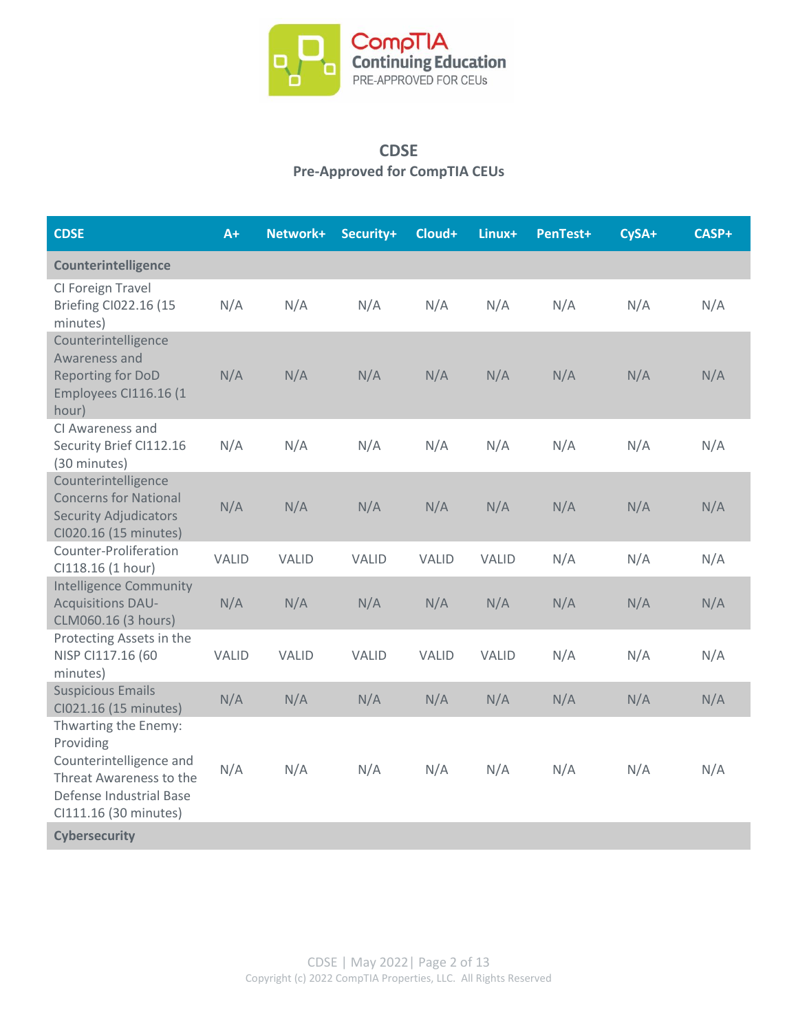# CDSE

## Pre-Approved for CompTIA CEUs

| CDSE | A+ | Network+ | Security+ | Cloud+ | Linux+ | PenTest+ | CySA+ | CASP+ |
|---|---|---|---|---|---|---|---|---|
| **Counterintelligence** | | | | | | | | |
| CI Foreign Travel Briefing CI022.16 (15 minutes) | N/A | N/A | N/A | N/A | N/A | N/A | N/A | N/A |
| Counterintelligence Awareness and Reporting for DoD Employees CI116.16 (1 hour) | N/A | N/A | N/A | N/A | N/A | N/A | N/A | N/A |
| CI Awareness and Security Brief CI112.16 (30 minutes) | N/A | N/A | N/A | N/A | N/A | N/A | N/A | N/A |
| Counterintelligence Concerns for National Security Adjudicators CI020.16 (15 minutes) | N/A | N/A | N/A | N/A | N/A | N/A | N/A | N/A |
| Counter-Proliferation CI118.16 (1 hour) | VALID | VALID | VALID | VALID | VALID | N/A | N/A | N/A |
| Intelligence Community Acquisitions DAU-CLM060.16 (3 hours) | N/A | N/A | N/A | N/A | N/A | N/A | N/A | N/A |
| Protecting Assets in the NISP CI117.16 (60 minutes) | VALID | VALID | VALID | VALID | VALID | N/A | N/A | N/A |
| Suspicious Emails CI021.16 (15 minutes) | N/A | N/A | N/A | N/A | N/A | N/A | N/A | N/A |
| Thwarting the Enemy: Providing Counterintelligence and Threat Awareness to the Defense Industrial Base CI111.16 (30 minutes) | N/A | N/A | N/A | N/A | N/A | N/A | N/A | N/A |
| **Cybersecurity** | | | | | | | | |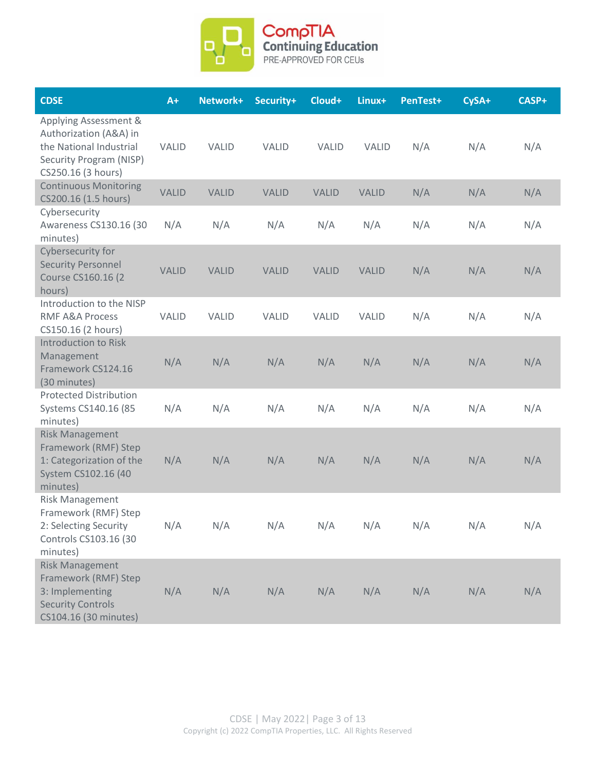| CDSE | A+ | Network+ | Security+ | Cloud+ | Linux+ | PenTest+ | CySA+ | CASP+ |
|---|---|---|---|---|---|---|---|---|
| Applying Assessment & Authorization (A&A) in the National Industrial Security Program (NISP) CS250.16 (3 hours) | VALID | VALID | VALID | VALID | VALID | N/A | N/A | N/A |
| Continuous Monitoring CS200.16 (1.5 hours) | VALID | VALID | VALID | VALID | VALID | N/A | N/A | N/A |
| Cybersecurity Awareness CS130.16 (30 minutes) | N/A | N/A | N/A | N/A | N/A | N/A | N/A | N/A |
| Cybersecurity for Security Personnel Course CS160.16 (2 hours) | VALID | VALID | VALID | VALID | VALID | N/A | N/A | N/A |
| Introduction to the NISP RMF A&A Process CS150.16 (2 hours) | VALID | VALID | VALID | VALID | VALID | N/A | N/A | N/A |
| Introduction to Risk Management Framework CS124.16 (30 minutes) | N/A | N/A | N/A | N/A | N/A | N/A | N/A | N/A |
| Protected Distribution Systems CS140.16 (85 minutes) | N/A | N/A | N/A | N/A | N/A | N/A | N/A | N/A |
| Risk Management Framework (RMF) Step 1: Categorization of the System CS102.16 (40 minutes) | N/A | N/A | N/A | N/A | N/A | N/A | N/A | N/A |
| Risk Management Framework (RMF) Step 2: Selecting Security Controls CS103.16 (30 minutes) | N/A | N/A | N/A | N/A | N/A | N/A | N/A | N/A |
| Risk Management Framework (RMF) Step 3: Implementing Security Controls CS104.16 (30 minutes) | N/A | N/A | N/A | N/A | N/A | N/A | N/A | N/A |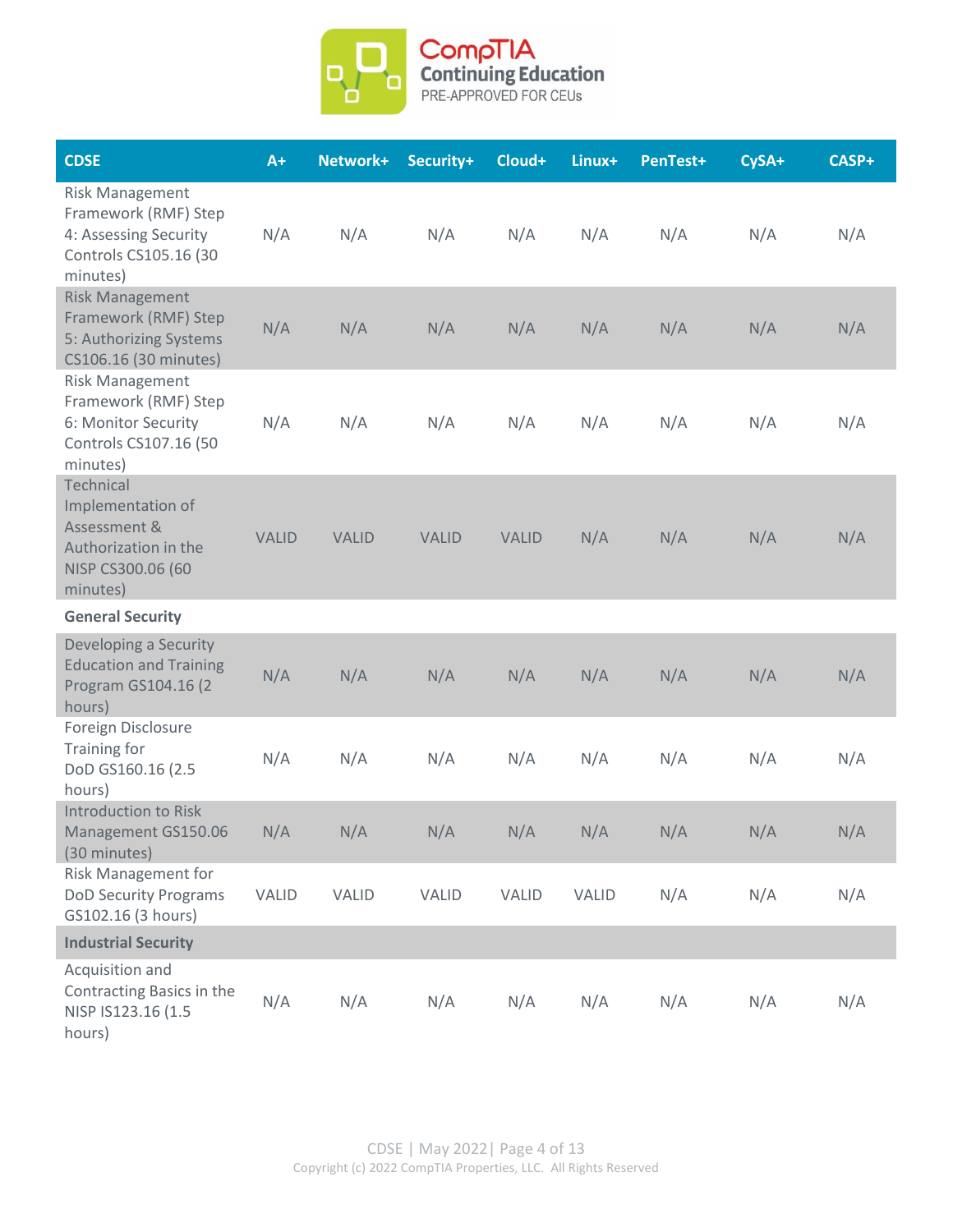| CDSE | A+ | Network+ | Security+ | Cloud+ | Linux+ | PenTest+ | CySA+ | CASP+ |
|---|---|---|---|---|---|---|---|---|
| Risk Management Framework (RMF) Step 4: Assessing Security Controls CS105.16 (30 minutes) | N/A | N/A | N/A | N/A | N/A | N/A | N/A | N/A |
| Risk Management Framework (RMF) Step 5: Authorizing Systems CS106.16 (30 minutes) | N/A | N/A | N/A | N/A | N/A | N/A | N/A | N/A |
| Risk Management Framework (RMF) Step 6: Monitor Security Controls CS107.16 (50 minutes) | N/A | N/A | N/A | N/A | N/A | N/A | N/A | N/A |
| Technical Implementation of Assessment & Authorization in the NISP CS300.06 (60 minutes) | VALID | VALID | VALID | VALID | N/A | N/A | N/A | N/A |
| **General Security** | | | | | | | | |
| Developing a Security Education and Training Program GS104.16 (2 hours) | N/A | N/A | N/A | N/A | N/A | N/A | N/A | N/A |
| Foreign Disclosure Training for DoD GS160.16 (2.5 hours) | N/A | N/A | N/A | N/A | N/A | N/A | N/A | N/A |
| Introduction to Risk Management GS150.06 (30 minutes) | N/A | N/A | N/A | N/A | N/A | N/A | N/A | N/A |
| Risk Management for DoD Security Programs GS102.16 (3 hours) | VALID | VALID | VALID | VALID | VALID | N/A | N/A | N/A |
| **Industrial Security** | | | | | | | | |
| Acquisition and Contracting Basics in the NISP IS123.16 (1.5 hours) | N/A | N/A | N/A | N/A | N/A | N/A | N/A | N/A |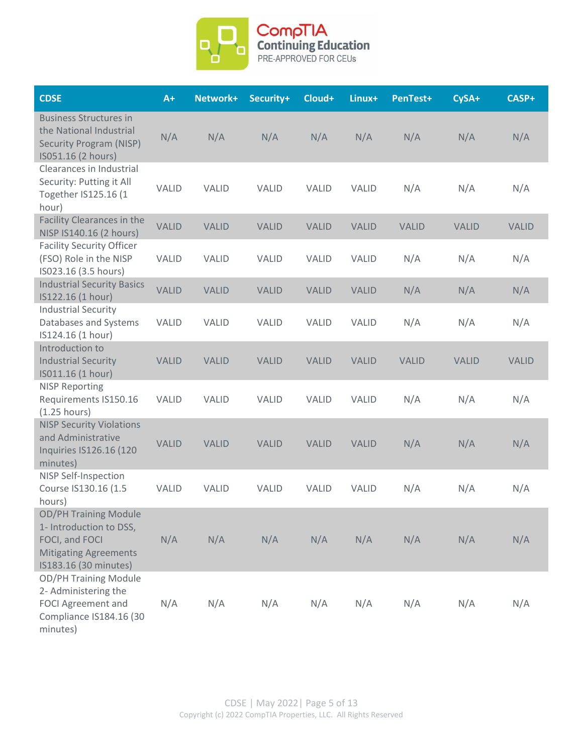| CDSE | A+ | Network+ | Security+ | Cloud+ | Linux+ | PenTest+ | CySA+ | CASP+ |
|---|---|---|---|---|---|---|---|---|
| Business Structures in the National Industrial Security Program (NISP) IS051.16 (2 hours) | N/A | N/A | N/A | N/A | N/A | N/A | N/A | N/A |
| Clearances in Industrial Security: Putting it All Together IS125.16 (1 hour) | VALID | VALID | VALID | VALID | VALID | N/A | N/A | N/A |
| Facility Clearances in the NISP IS140.16 (2 hours) | VALID | VALID | VALID | VALID | VALID | VALID | VALID | VALID |
| Facility Security Officer (FSO) Role in the NISP IS023.16 (3.5 hours) | VALID | VALID | VALID | VALID | VALID | N/A | N/A | N/A |
| Industrial Security Basics IS122.16 (1 hour) | VALID | VALID | VALID | VALID | VALID | N/A | N/A | N/A |
| Industrial Security Databases and Systems IS124.16 (1 hour) | VALID | VALID | VALID | VALID | VALID | N/A | N/A | N/A |
| Introduction to Industrial Security IS011.16 (1 hour) | VALID | VALID | VALID | VALID | VALID | VALID | VALID | VALID |
| NISP Reporting Requirements IS150.16 (1.25 hours) | VALID | VALID | VALID | VALID | VALID | N/A | N/A | N/A |
| NISP Security Violations and Administrative Inquiries IS126.16 (120 minutes) | VALID | VALID | VALID | VALID | VALID | N/A | N/A | N/A |
| NISP Self-Inspection Course IS130.16 (1.5 hours) | VALID | VALID | VALID | VALID | VALID | N/A | N/A | N/A |
| OD/PH Training Module 1- Introduction to DSS, FOCI, and FOCI Mitigating Agreements IS183.16 (30 minutes) | N/A | N/A | N/A | N/A | N/A | N/A | N/A | N/A |
| OD/PH Training Module 2- Administering the FOCI Agreement and Compliance IS184.16 (30 minutes) | N/A | N/A | N/A | N/A | N/A | N/A | N/A | N/A |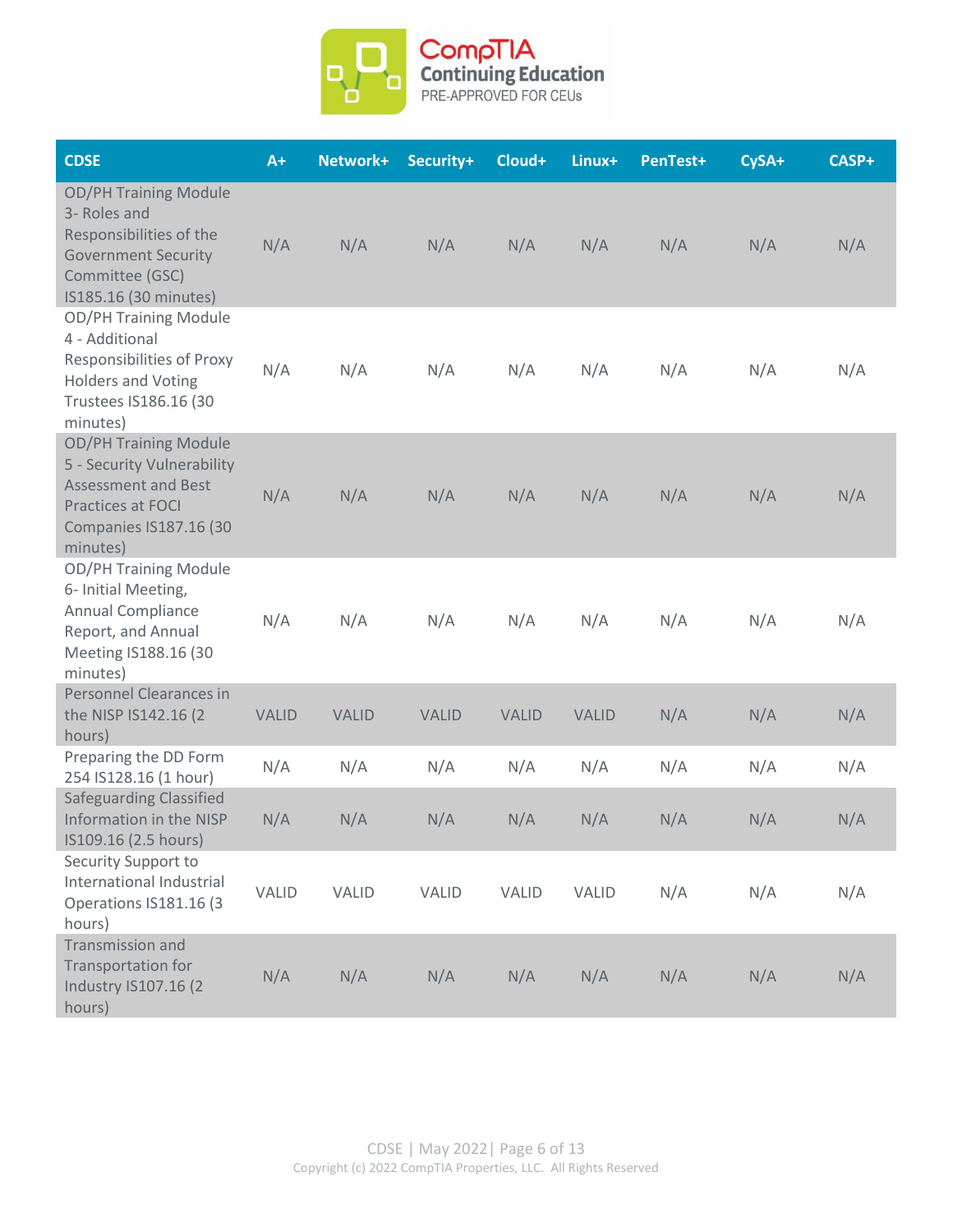| CDSE | A+ | Network+ | Security+ | Cloud+ | Linux+ | PenTest+ | CySA+ | CASP+ |
|---|---|---|---|---|---|---|---|---|
| OD/PH Training Module 3- Roles and Responsibilities of the Government Security Committee (GSC) IS185.16 (30 minutes) | N/A | N/A | N/A | N/A | N/A | N/A | N/A | N/A |
| OD/PH Training Module 4 - Additional Responsibilities of Proxy Holders and Voting Trustees IS186.16 (30 minutes) | N/A | N/A | N/A | N/A | N/A | N/A | N/A | N/A |
| OD/PH Training Module 5 - Security Vulnerability Assessment and Best Practices at FOCI Companies IS187.16 (30 minutes) | N/A | N/A | N/A | N/A | N/A | N/A | N/A | N/A |
| OD/PH Training Module 6- Initial Meeting, Annual Compliance Report, and Annual Meeting IS188.16 (30 minutes) | N/A | N/A | N/A | N/A | N/A | N/A | N/A | N/A |
| Personnel Clearances in the NISP IS142.16 (2 hours) | VALID | VALID | VALID | VALID | VALID | N/A | N/A | N/A |
| Preparing the DD Form 254 IS128.16 (1 hour) | N/A | N/A | N/A | N/A | N/A | N/A | N/A | N/A |
| Safeguarding Classified Information in the NISP IS109.16 (2.5 hours) | N/A | N/A | N/A | N/A | N/A | N/A | N/A | N/A |
| Security Support to International Industrial Operations IS181.16 (3 hours) | VALID | VALID | VALID | VALID | VALID | N/A | N/A | N/A |
| Transmission and Transportation for Industry IS107.16 (2 hours) | N/A | N/A | N/A | N/A | N/A | N/A | N/A | N/A |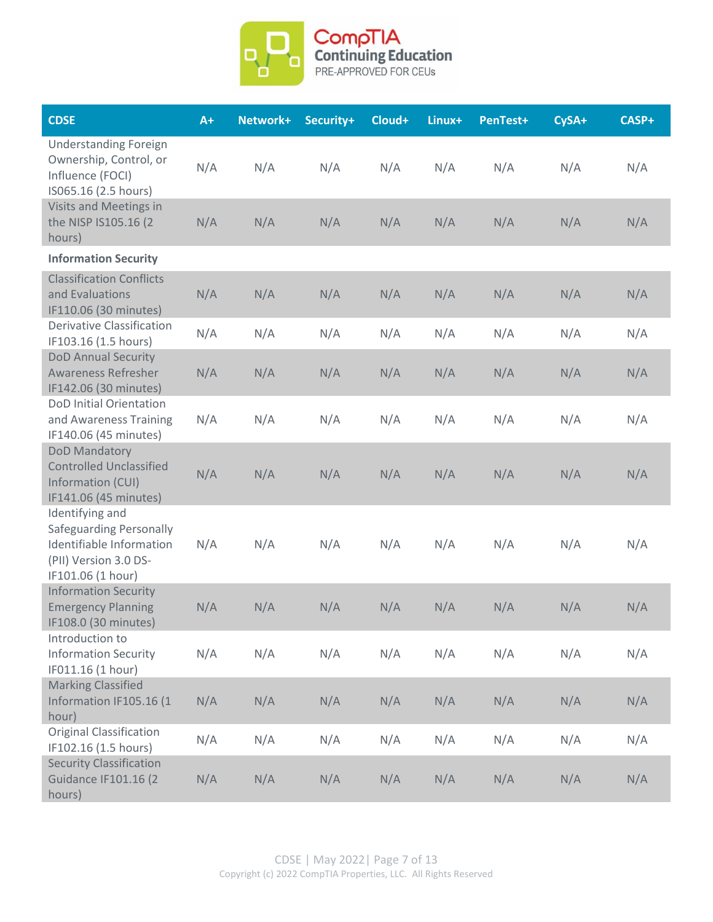| CDSE | A+ | Network+ | Security+ | Cloud+ | Linux+ | PenTest+ | CySA+ | CASP+ |
|---|---|---|---|---|---|---|---|---|
| Understanding Foreign Ownership, Control, or Influence (FOCI) IS065.16 (2.5 hours) | N/A | N/A | N/A | N/A | N/A | N/A | N/A | N/A |
| Visits and Meetings in the NISP IS105.16 (2 hours) | N/A | N/A | N/A | N/A | N/A | N/A | N/A | N/A |
| **Information Security** | | | | | | | | |
| Classification Conflicts and Evaluations IF110.06 (30 minutes) | N/A | N/A | N/A | N/A | N/A | N/A | N/A | N/A |
| Derivative Classification IF103.16 (1.5 hours) | N/A | N/A | N/A | N/A | N/A | N/A | N/A | N/A |
| DoD Annual Security Awareness Refresher IF142.06 (30 minutes) | N/A | N/A | N/A | N/A | N/A | N/A | N/A | N/A |
| DoD Initial Orientation and Awareness Training IF140.06 (45 minutes) | N/A | N/A | N/A | N/A | N/A | N/A | N/A | N/A |
| DoD Mandatory Controlled Unclassified Information (CUI) IF141.06 (45 minutes) | N/A | N/A | N/A | N/A | N/A | N/A | N/A | N/A |
| Identifying and Safeguarding Personally Identifiable Information (PII) Version 3.0 DS-IF101.06 (1 hour) | N/A | N/A | N/A | N/A | N/A | N/A | N/A | N/A |
| Information Security Emergency Planning IF108.0 (30 minutes) | N/A | N/A | N/A | N/A | N/A | N/A | N/A | N/A |
| Introduction to Information Security IF011.16 (1 hour) | N/A | N/A | N/A | N/A | N/A | N/A | N/A | N/A |
| Marking Classified Information IF105.16 (1 hour) | N/A | N/A | N/A | N/A | N/A | N/A | N/A | N/A |
| Original Classification IF102.16 (1.5 hours) | N/A | N/A | N/A | N/A | N/A | N/A | N/A | N/A |
| Security Classification Guidance IF101.16 (2 hours) | N/A | N/A | N/A | N/A | N/A | N/A | N/A | N/A |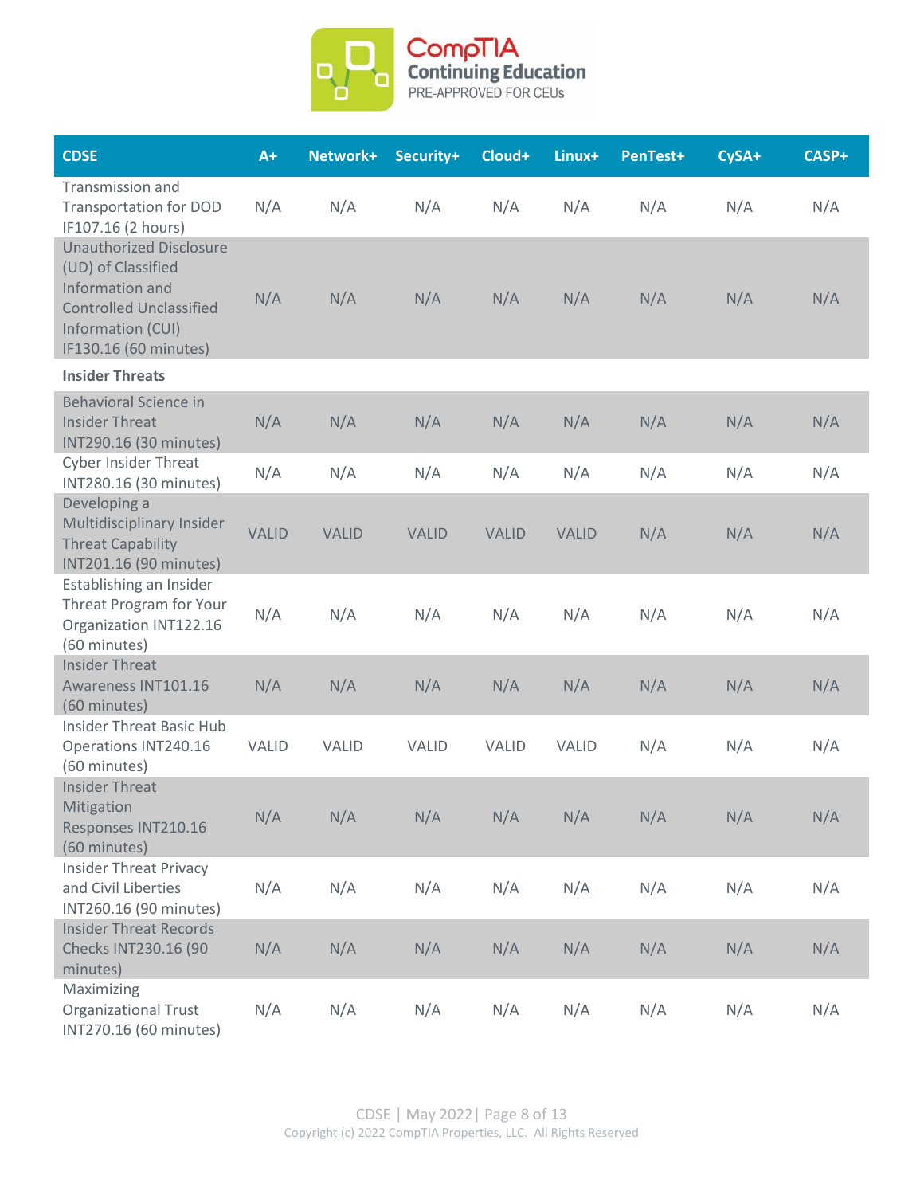| CDSE | A+ | Network+ | Security+ | Cloud+ | Linux+ | PenTest+ | CySA+ | CASP+ |
|---|---|---|---|---|---|---|---|---|
| Transmission and Transportation for DOD IF107.16 (2 hours) | N/A | N/A | N/A | N/A | N/A | N/A | N/A | N/A |
| Unauthorized Disclosure (UD) of Classified Information and Controlled Unclassified Information (CUI) IF130.16 (60 minutes) | N/A | N/A | N/A | N/A | N/A | N/A | N/A | N/A |
| **Insider Threats** | | | | | | | | |
| Behavioral Science in Insider Threat INT290.16 (30 minutes) | N/A | N/A | N/A | N/A | N/A | N/A | N/A | N/A |
| Cyber Insider Threat INT280.16 (30 minutes) | N/A | N/A | N/A | N/A | N/A | N/A | N/A | N/A |
| Developing a Multidisciplinary Insider Threat Capability INT201.16 (90 minutes) | VALID | VALID | VALID | VALID | VALID | N/A | N/A | N/A |
| Establishing an Insider Threat Program for Your Organization INT122.16 (60 minutes) | N/A | N/A | N/A | N/A | N/A | N/A | N/A | N/A |
| Insider Threat Awareness INT101.16 (60 minutes) | N/A | N/A | N/A | N/A | N/A | N/A | N/A | N/A |
| Insider Threat Basic Hub Operations INT240.16 (60 minutes) | VALID | VALID | VALID | VALID | VALID | N/A | N/A | N/A |
| Insider Threat Mitigation Responses INT210.16 (60 minutes) | N/A | N/A | N/A | N/A | N/A | N/A | N/A | N/A |
| Insider Threat Privacy and Civil Liberties INT260.16 (90 minutes) | N/A | N/A | N/A | N/A | N/A | N/A | N/A | N/A |
| Insider Threat Records Checks INT230.16 (90 minutes) | N/A | N/A | N/A | N/A | N/A | N/A | N/A | N/A |
| Maximizing Organizational Trust INT270.16 (60 minutes) | N/A | N/A | N/A | N/A | N/A | N/A | N/A | N/A |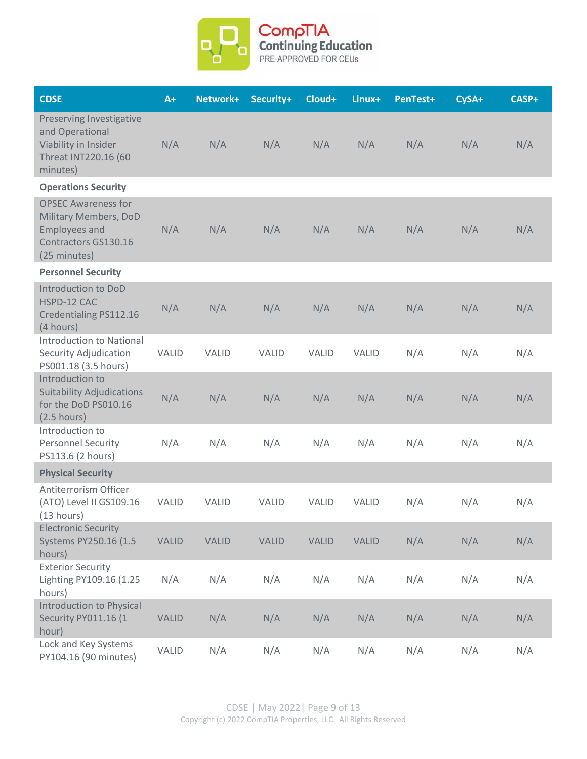| CDSE | A+ | Network+ | Security+ | Cloud+ | Linux+ | PenTest+ | CySA+ | CASP+ |
|---|---|---|---|---|---|---|---|---|
| Preserving Investigative and Operational Viability in Insider Threat INT220.16 (60 minutes) | N/A | N/A | N/A | N/A | N/A | N/A | N/A | N/A |
| **Operations Security** | | | | | | | | |
| OPSEC Awareness for Military Members, DoD Employees and Contractors GS130.16 (25 minutes) | N/A | N/A | N/A | N/A | N/A | N/A | N/A | N/A |
| **Personnel Security** | | | | | | | | |
| Introduction to DoD HSPD-12 CAC Credentialing PS112.16 (4 hours) | N/A | N/A | N/A | N/A | N/A | N/A | N/A | N/A |
| Introduction to National Security Adjudication PS001.18 (3.5 hours) | VALID | VALID | VALID | VALID | VALID | N/A | N/A | N/A |
| Introduction to Suitability Adjudications for the DoD PS010.16 (2.5 hours) | N/A | N/A | N/A | N/A | N/A | N/A | N/A | N/A |
| Introduction to Personnel Security PS113.6 (2 hours) | N/A | N/A | N/A | N/A | N/A | N/A | N/A | N/A |
| **Physical Security** | | | | | | | | |
| Antiterrorism Officer (ATO) Level II GS109.16 (13 hours) | VALID | VALID | VALID | VALID | VALID | N/A | N/A | N/A |
| Electronic Security Systems PY250.16 (1.5 hours) | VALID | VALID | VALID | VALID | VALID | N/A | N/A | N/A |
| Exterior Security Lighting PY109.16 (1.25 hours) | N/A | N/A | N/A | N/A | N/A | N/A | N/A | N/A |
| Introduction to Physical Security PY011.16 (1 hour) | VALID | N/A | N/A | N/A | N/A | N/A | N/A | N/A |
| Lock and Key Systems PY104.16 (90 minutes) | VALID | N/A | N/A | N/A | N/A | N/A | N/A | N/A |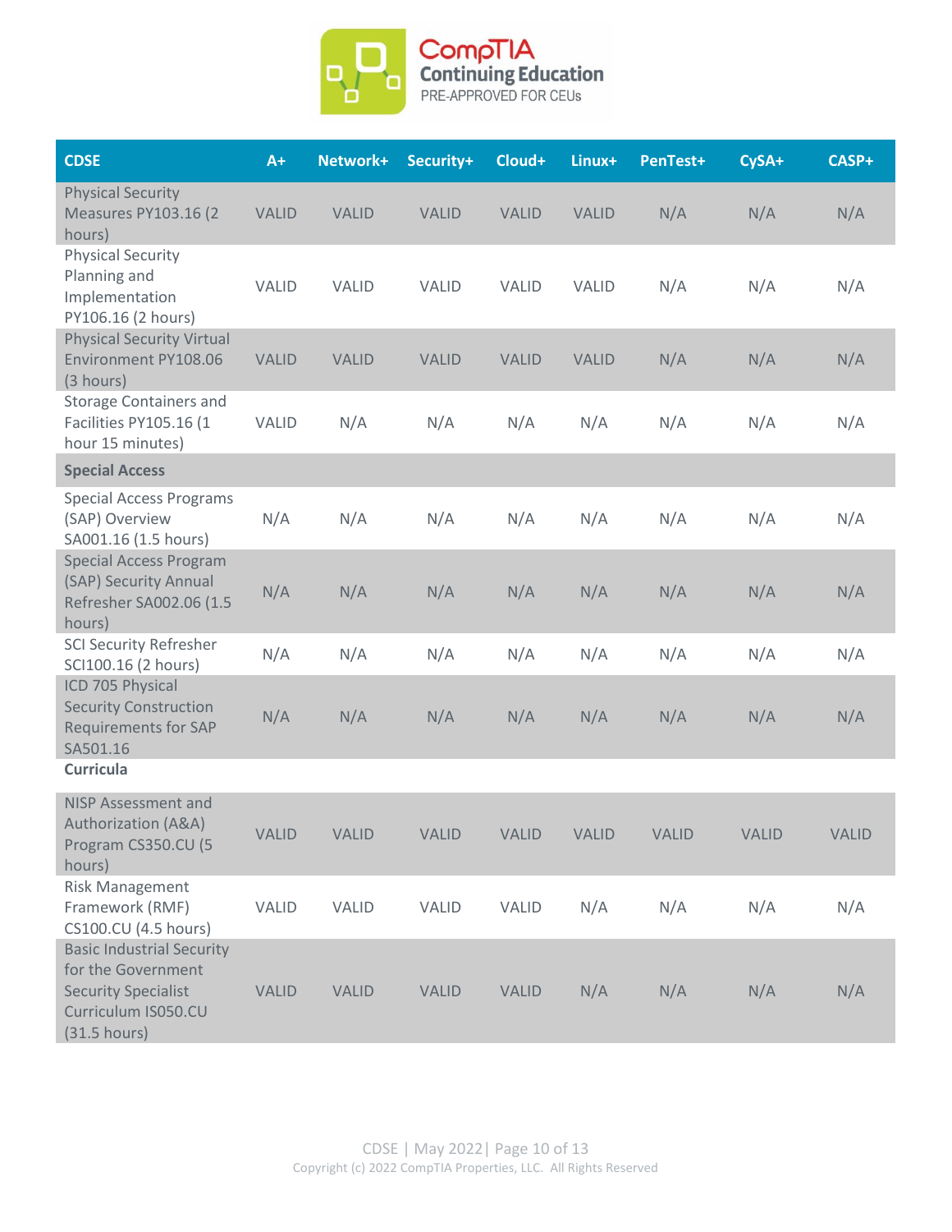| CDSE | A+ | Network+ | Security+ | Cloud+ | Linux+ | PenTest+ | CySA+ | CASP+ |
|---|---|---|---|---|---|---|---|---|
| Physical Security Measures PY103.16 (2 hours) | VALID | VALID | VALID | VALID | VALID | N/A | N/A | N/A |
| Physical Security Planning and Implementation PY106.16 (2 hours) | VALID | VALID | VALID | VALID | VALID | N/A | N/A | N/A |
| Physical Security Virtual Environment PY108.06 (3 hours) | VALID | VALID | VALID | VALID | VALID | N/A | N/A | N/A |
| Storage Containers and Facilities PY105.16 (1 hour 15 minutes) | VALID | N/A | N/A | N/A | N/A | N/A | N/A | N/A |
| **Special Access** | | | | | | | | |
| Special Access Programs (SAP) Overview SA001.16 (1.5 hours) | N/A | N/A | N/A | N/A | N/A | N/A | N/A | N/A |
| Special Access Program (SAP) Security Annual Refresher SA002.06 (1.5 hours) | N/A | N/A | N/A | N/A | N/A | N/A | N/A | N/A |
| SCI Security Refresher SCI100.16 (2 hours) | N/A | N/A | N/A | N/A | N/A | N/A | N/A | N/A |
| ICD 705 Physical Security Construction Requirements for SAP SA501.16 | N/A | N/A | N/A | N/A | N/A | N/A | N/A | N/A |
| **Curricula** | | | | | | | | |
| NISP Assessment and Authorization (A&A) Program CS350.CU (5 hours) | VALID | VALID | VALID | VALID | VALID | VALID | VALID | VALID |
| Risk Management Framework (RMF) CS100.CU (4.5 hours) | VALID | VALID | VALID | VALID | N/A | N/A | N/A | N/A |
| Basic Industrial Security for the Government Security Specialist Curriculum IS050.CU (31.5 hours) | VALID | VALID | VALID | VALID | N/A | N/A | N/A | N/A |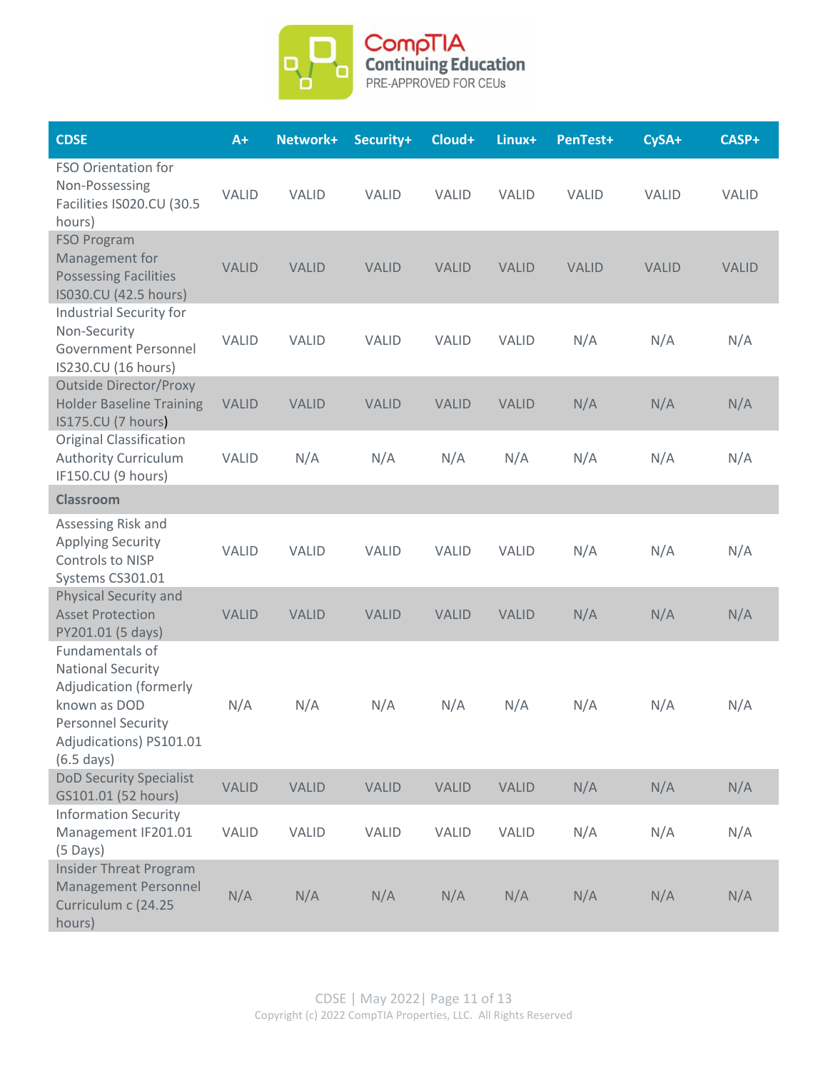| CDSE | A+ | Network+ | Security+ | Cloud+ | Linux+ | PenTest+ | CySA+ | CASP+ |
|---|---|---|---|---|---|---|---|---|
| FSO Orientation for Non-Possessing Facilities IS020.CU (30.5 hours) | VALID | VALID | VALID | VALID | VALID | VALID | VALID | VALID |
| FSO Program Management for Possessing Facilities IS030.CU (42.5 hours) | VALID | VALID | VALID | VALID | VALID | VALID | VALID | VALID |
| Industrial Security for Non-Security Government Personnel IS230.CU (16 hours) | VALID | VALID | VALID | VALID | VALID | N/A | N/A | N/A |
| Outside Director/Proxy Holder Baseline Training IS175.CU (7 hours) | VALID | VALID | VALID | VALID | VALID | N/A | N/A | N/A |
| Original Classification Authority Curriculum IF150.CU (9 hours) | VALID | N/A | N/A | N/A | N/A | N/A | N/A | N/A |
| **Classroom** | | | | | | | | |
| Assessing Risk and Applying Security Controls to NISP Systems CS301.01 | VALID | VALID | VALID | VALID | VALID | N/A | N/A | N/A |
| Physical Security and Asset Protection PY201.01 (5 days) | VALID | VALID | VALID | VALID | VALID | N/A | N/A | N/A |
| Fundamentals of National Security Adjudication (formerly known as DOD Personnel Security Adjudications) PS101.01 (6.5 days) | N/A | N/A | N/A | N/A | N/A | N/A | N/A | N/A |
| DoD Security Specialist GS101.01 (52 hours) | VALID | VALID | VALID | VALID | VALID | N/A | N/A | N/A |
| Information Security Management IF201.01 (5 Days) | VALID | VALID | VALID | VALID | VALID | N/A | N/A | N/A |
| Insider Threat Program Management Personnel Curriculum c (24.25 hours) | N/A | N/A | N/A | N/A | N/A | N/A | N/A | N/A |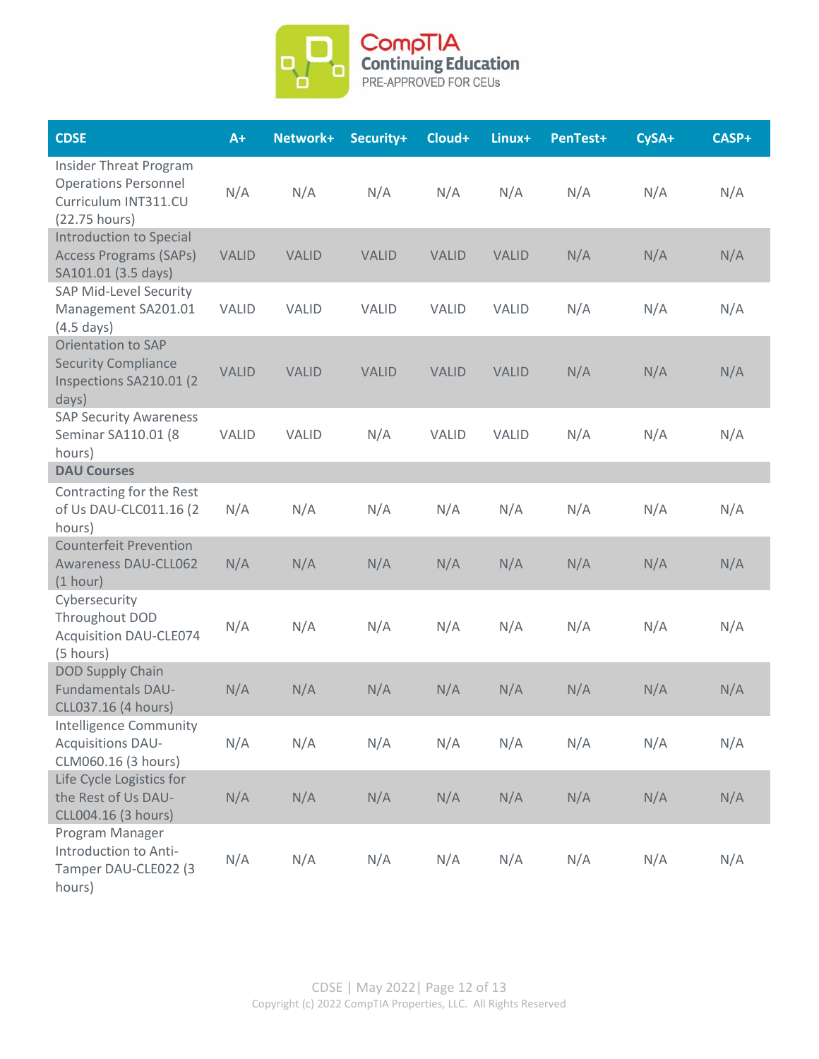| CDSE | A+ | Network+ | Security+ | Cloud+ | Linux+ | PenTest+ | CySA+ | CASP+ |
|---|---|---|---|---|---|---|---|---|
| Insider Threat Program Operations Personnel Curriculum INT311.CU (22.75 hours) | N/A | N/A | N/A | N/A | N/A | N/A | N/A | N/A |
| Introduction to Special Access Programs (SAPs) SA101.01 (3.5 days) | VALID | VALID | VALID | VALID | VALID | N/A | N/A | N/A |
| SAP Mid-Level Security Management SA201.01 (4.5 days) | VALID | VALID | VALID | VALID | VALID | N/A | N/A | N/A |
| Orientation to SAP Security Compliance Inspections SA210.01 (2 days) | VALID | VALID | VALID | VALID | VALID | N/A | N/A | N/A |
| SAP Security Awareness Seminar SA110.01 (8 hours) | VALID | VALID | N/A | VALID | VALID | N/A | N/A | N/A |
| **DAU Courses** | | | | | | | | |
| Contracting for the Rest of Us DAU-CLC011.16 (2 hours) | N/A | N/A | N/A | N/A | N/A | N/A | N/A | N/A |
| Counterfeit Prevention Awareness DAU-CLL062 (1 hour) | N/A | N/A | N/A | N/A | N/A | N/A | N/A | N/A |
| Cybersecurity Throughout DOD Acquisition DAU-CLE074 (5 hours) | N/A | N/A | N/A | N/A | N/A | N/A | N/A | N/A |
| DOD Supply Chain Fundamentals DAU-CLL037.16 (4 hours) | N/A | N/A | N/A | N/A | N/A | N/A | N/A | N/A |
| Intelligence Community Acquisitions DAU-CLM060.16 (3 hours) | N/A | N/A | N/A | N/A | N/A | N/A | N/A | N/A |
| Life Cycle Logistics for the Rest of Us DAU-CLL004.16 (3 hours) | N/A | N/A | N/A | N/A | N/A | N/A | N/A | N/A |
| Program Manager Introduction to Anti-Tamper DAU-CLE022 (3 hours) | N/A | N/A | N/A | N/A | N/A | N/A | N/A | N/A |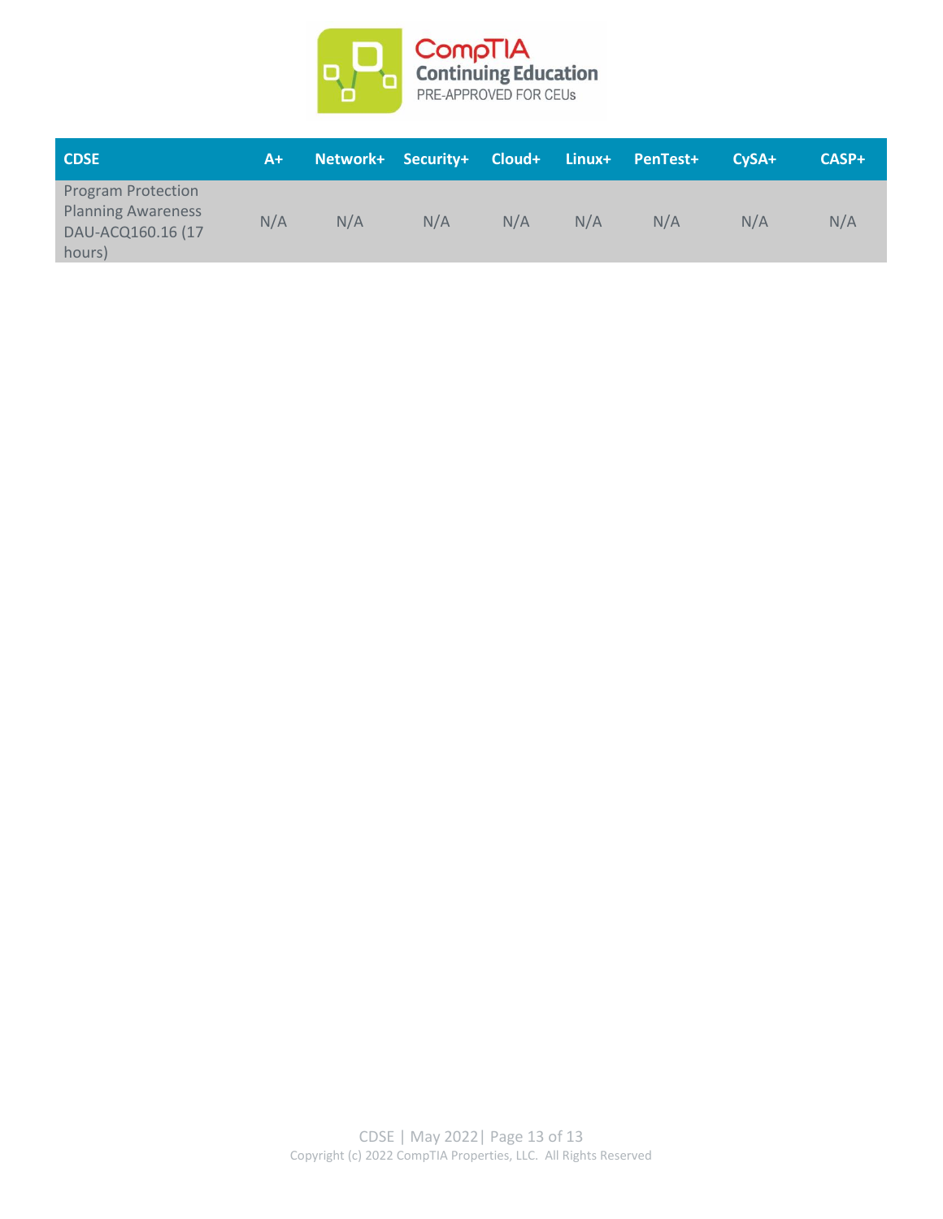| CDSE | A+ | Network+ | Security+ | Cloud+ | Linux+ | PenTest+ | CySA+ | CASP+ |
|---|---|---|---|---|---|---|---|---|
| Program Protection Planning Awareness DAU-ACQ160.16 (17 hours) | N/A | N/A | N/A | N/A | N/A | N/A | N/A | N/A |